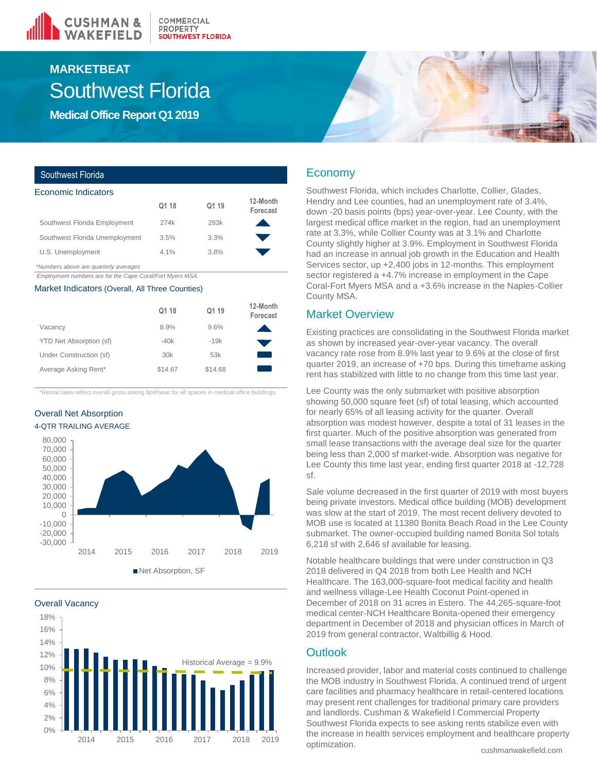# MARKETBEAT

# Southwest Florida

## Medical Office Report Q1 2019

### Southwest Florida

#### Economic Indicators

| | Q1 18 | Q1 19 | 12-Month Forecast |
|---|---|---|---|
| Southwest Florida Employment | 274k | 283k | ▲ |
| Southwest Florida Unemployment | 3.5% | 3.3% | ▼ |
| U.S. Unemployment | 4.1% | 3.8% | ▼ |

*Numbers above are quarterly averages

Employment numbers are for the Cape Coral/Fort Myers MSA.

#### Market Indicators (Overall, All Three Counties)

| | Q1 18 | Q1 19 | 12-Month Forecast |
|---|---|---|---|
| Vacancy | 8.9% | 9.6% | ▲ |
| YTD Net Absorption (sf) | -40k | -19k | ▼ |
| Under Construction (sf) | 30k | 53k | ▬ |
| Average Asking Rent* | $14.67 | $14.68 | ▬ |

*Rental rates reflect overall gross asking $psf/year for all spaces in medical office buildings.

#### Overall Net Absorption

4-QTR TRAILING AVERAGE

Net Absorption, SF

#### Overall Vacancy

Historical Average = 9.9%

## Economy

Southwest Florida, which includes Charlotte, Collier, Glades, Hendry and Lee counties, had an unemployment rate of 3.4%, down -20 basis points (bps) year-over-year. Lee County, with the largest medical office market in the region, had an unemployment rate at 3.3%, while Collier County was at 3.1% and Charlotte County slightly higher at 3.9%. Employment in Southwest Florida had an increase in annual job growth in the Education and Health Services sector, up +2,400 jobs in 12-months. This employment sector registered a +4.7% increase in employment in the Cape Coral-Fort Myers MSA and a +3.6% increase in the Naples-Collier County MSA.

## Market Overview

Existing practices are consolidating in the Southwest Florida market as shown by increased year-over-year vacancy. The overall vacancy rate rose from 8.9% last year to 9.6% at the close of first quarter 2019, an increase of +70 bps. During this timeframe asking rent has stabilized with little to no change from this time last year.

Lee County was the only submarket with positive absorption showing 50,000 square feet (sf) of total leasing, which accounted for nearly 65% of all leasing activity for the quarter. Overall absorption was modest however, despite a total of 31 leases in the first quarter. Much of the positive absorption was generated from small lease transactions with the average deal size for the quarter being less than 2,000 sf market-wide. Absorption was negative for Lee County this time last year, ending first quarter 2018 at -12,728 sf.

Sale volume decreased in the first quarter of 2019 with most buyers being private investors. Medical office building (MOB) development was slow at the start of 2019. The most recent delivery devoted to MOB use is located at 11380 Bonita Beach Road in the Lee County submarket. The owner-occupied building named Bonita Sol totals 6,218 sf with 2,646 sf available for leasing.

Notable healthcare buildings that were under construction in Q3 2018 delivered in Q4 2018 from both Lee Health and NCH Healthcare. The 163,000-square-foot medical facility and health and wellness village-Lee Health Coconut Point-opened in December of 2018 on 31 acres in Estero. The 44,265-square-foot medical center-NCH Healthcare Bonita-opened their emergency department in December of 2018 and physician offices in March of 2019 from general contractor, Waltbillig & Hood.

## Outlook

Increased provider, labor and material costs continued to challenge the MOB industry in Southwest Florida. A continued trend of urgent care facilities and pharmacy healthcare in retail-centered locations may present rent challenges for traditional primary care providers and landlords. Cushman & Wakefield l Commercial Property Southwest Florida expects to see asking rents stabilize even with the increase in health services employment and healthcare property optimization.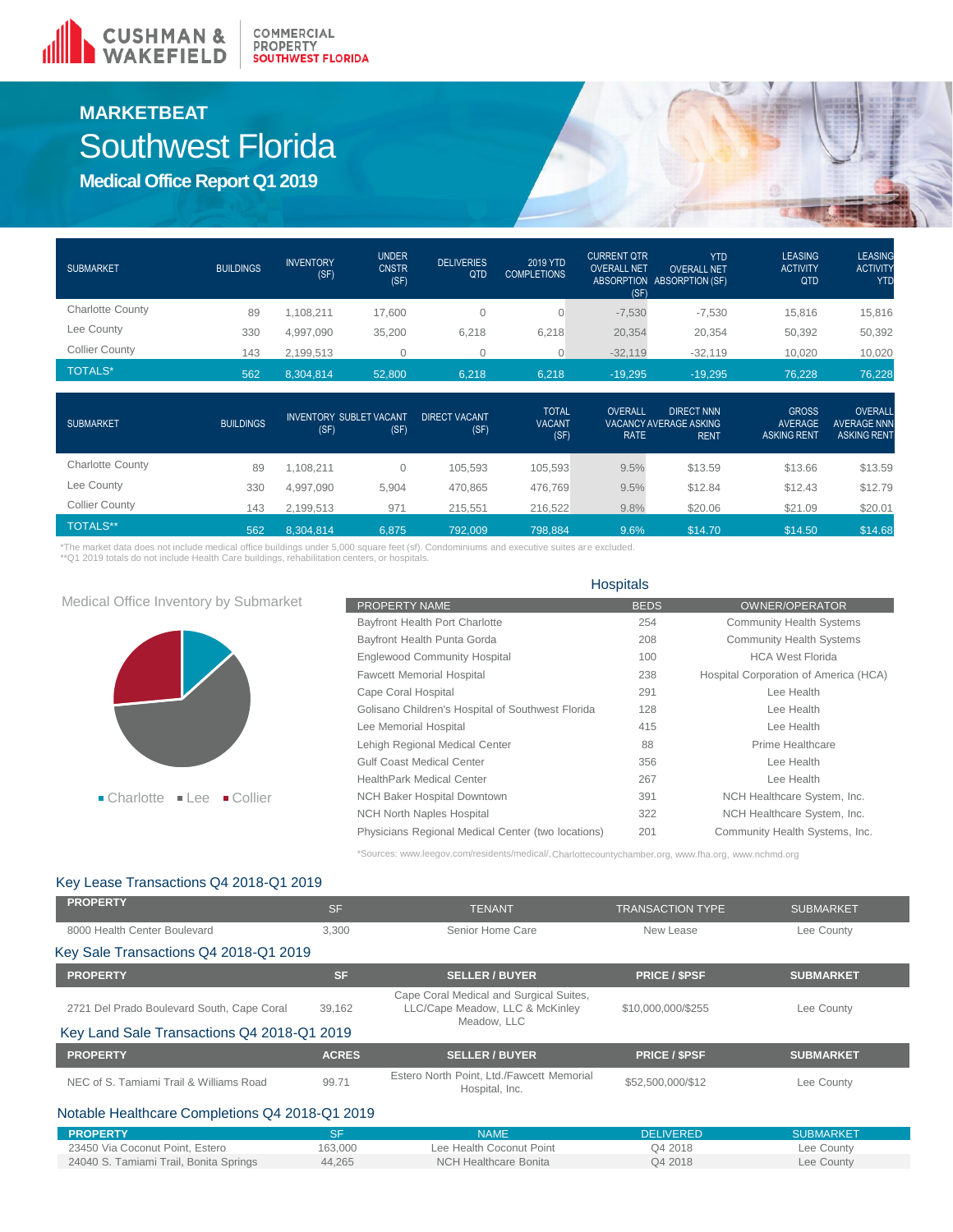CUSHMAN & WAKEFIELD | COMMERCIAL PROPERTY SOUTHWEST FLORIDA

# MARKETBEAT

# Southwest Florida

## Medical Office Report Q1 2019

| SUBMARKET | BUILDINGS | INVENTORY (SF) | UNDER CNSTR (SF) | DELIVERIES QTD | 2019 YTD COMPLETIONS | CURRENT QTR OVERALL NET ABSORPTION (SF) | YTD OVERALL NET ABSORPTION (SF) | LEASING ACTIVITY QTD | LEASING ACTIVITY YTD |
|---|---|---|---|---|---|---|---|---|---|
| Charlotte County | 89 | 1,108,211 | 17,600 | 0 | 0 | -7,530 | -7,530 | 15,816 | 15,816 |
| Lee County | 330 | 4,997,090 | 35,200 | 6,218 | 6,218 | 20,354 | 20,354 | 50,392 | 50,392 |
| Collier County | 143 | 2,199,513 | 0 | 0 | 0 | -32,119 | -32,119 | 10,020 | 10,020 |
| TOTALS* | 562 | 8,304,814 | 52,800 | 6,218 | 6,218 | -19,295 | -19,295 | 76,228 | 76,228 |

| SUBMARKET | BUILDINGS | INVENTORY (SF) | SUBLET VACANT (SF) | DIRECT VACANT (SF) | TOTAL VACANT (SF) | OVERALL VACANCY RATE | DIRECT NNN AVERAGE ASKING RENT | GROSS AVERAGE ASKING RENT | OVERALL AVERAGE NNN ASKING RENT |
|---|---|---|---|---|---|---|---|---|---|
| Charlotte County | 89 | 1,108,211 | 0 | 105,593 | 105,593 | 9.5% | $13.59 | $13.66 | $13.59 |
| Lee County | 330 | 4,997,090 | 5,904 | 470,865 | 476,769 | 9.5% | $12.84 | $12.43 | $12.79 |
| Collier County | 143 | 2,199,513 | 971 | 215,551 | 216,522 | 9.8% | $20.06 | $21.09 | $20.01 |
| TOTALS** | 562 | 8,304,814 | 6,875 | 792,009 | 798,884 | 9.6% | $14.70 | $14.50 | $14.68 |

*The market data does not include medical office buildings under 5,000 square feet (sf). Condominiums and executive suites are excluded.
**Q1 2019 totals do not include Health Care buildings, rehabilitation centers, or hospitals.

### Medical Office Inventory by Submarket

Charlotte | Lee | Collier

### Hospitals

| PROPERTY NAME | BEDS | OWNER/OPERATOR |
|---|---|---|
| Bayfront Health Port Charlotte | 254 | Community Health Systems |
| Bayfront Health Punta Gorda | 208 | Community Health Systems |
| Englewood Community Hospital | 100 | HCA West Florida |
| Fawcett Memorial Hospital | 238 | Hospital Corporation of America (HCA) |
| Cape Coral Hospital | 291 | Lee Health |
| Golisano Children's Hospital of Southwest Florida | 128 | Lee Health |
| Lee Memorial Hospital | 415 | Lee Health |
| Lehigh Regional Medical Center | 88 | Prime Healthcare |
| Gulf Coast Medical Center | 356 | Lee Health |
| HealthPark Medical Center | 267 | Lee Health |
| NCH Baker Hospital Downtown | 391 | NCH Healthcare System, Inc. |
| NCH North Naples Hospital | 322 | NCH Healthcare System, Inc. |
| Physicians Regional Medical Center (two locations) | 201 | Community Health Systems, Inc. |

*Sources: www.leegov.com/residents/medical/, Charlottecountychamber.org, www.fha.org, www.nchmd.org

### Key Lease Transactions Q4 2018-Q1 2019

| PROPERTY | SF | TENANT | TRANSACTION TYPE | SUBMARKET |
|---|---|---|---|---|
| 8000 Health Center Boulevard | 3,300 | Senior Home Care | New Lease | Lee County |

### Key Sale Transactions Q4 2018-Q1 2019

| PROPERTY | SF | SELLER / BUYER | PRICE / $PSF | SUBMARKET |
|---|---|---|---|---|
| 2721 Del Prado Boulevard South, Cape Coral | 39,162 | Cape Coral Medical and Surgical Suites, LLC/Cape Meadow, LLC & McKinley Meadow, LLC | $10,000,000/$255 | Lee County |

### Key Land Sale Transactions Q4 2018-Q1 2019

| PROPERTY | ACRES | SELLER / BUYER | PRICE / $PSF | SUBMARKET |
|---|---|---|---|---|
| NEC of S. Tamiami Trail & Williams Road | 99.71 | Estero North Point, Ltd./Fawcett Memorial Hospital, Inc. | $52,500,000/$12 | Lee County |

### Notable Healthcare Completions Q4 2018-Q1 2019

| PROPERTY | SF | NAME | DELIVERED | SUBMARKET |
|---|---|---|---|---|
| 23450 Via Coconut Point, Estero | 163,000 | Lee Health Coconut Point | Q4 2018 | Lee County |
| 24040 S. Tamiami Trail, Bonita Springs | 44,265 | NCH Healthcare Bonita | Q4 2018 | Lee County |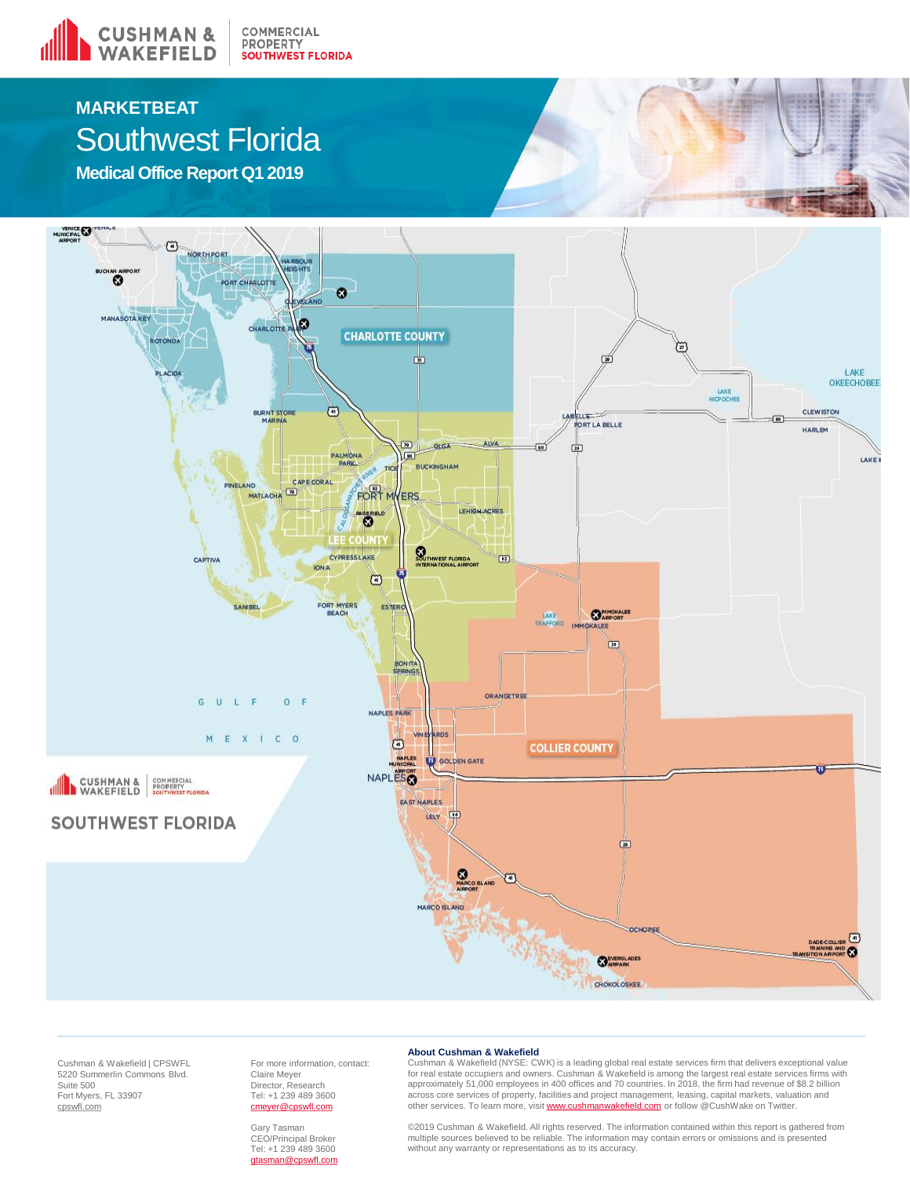CUSHMAN & WAKEFIELD | COMMERCIAL PROPERTY SOUTHWEST FLORIDA

# MARKETBEAT

# Southwest Florida

## Medical Office Report Q1 2019

CHARLOTTE COUNTY

LEE COUNTY

COLLIER COUNTY

GULF OF MEXICO

CUSHMAN & WAKEFIELD | COMMERCIAL PROPERTY SOUTHWEST FLORIDA

SOUTHWEST FLORIDA

Cushman & Wakefield | CPSWFL
5220 Summerlin Commons Blvd.
Suite 500
Fort Myers, FL 33907
cpswfl.com

For more information, contact:
Claire Meyer
Director, Research
Tel: +1 239 489 3600
cmeyer@cpswfl.com

Gary Tasman
CEO/Principal Broker
Tel: +1 239 489 3600
gtasman@cpswfl.com

**About Cushman & Wakefield**

Cushman & Wakefield (NYSE: CWK) is a leading global real estate services firm that delivers exceptional value for real estate occupiers and owners. Cushman & Wakefield is among the largest real estate services firms with approximately 51,000 employees in 400 offices and 70 countries. In 2018, the firm had revenue of $8.2 billion across core services of property, facilities and project management, leasing, capital markets, valuation and other services. To learn more, visit www.cushmanwakefield.com or follow @CushWake on Twitter.

©2019 Cushman & Wakefield. All rights reserved. The information contained within this report is gathered from multiple sources believed to be reliable. The information may contain errors or omissions and is presented without any warranty or representations as to its accuracy.